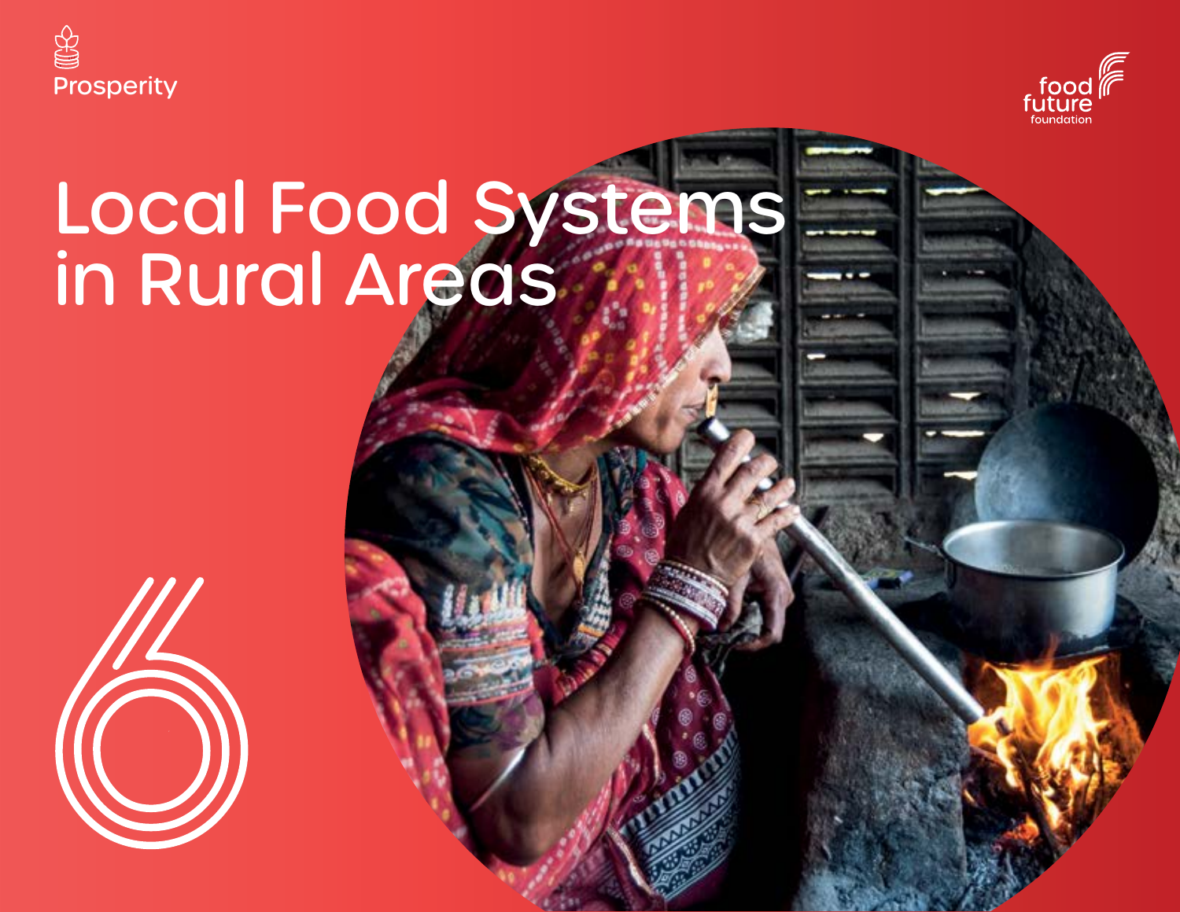Prosperity

food future foundation

# Local Food Systems in Rural Areas

6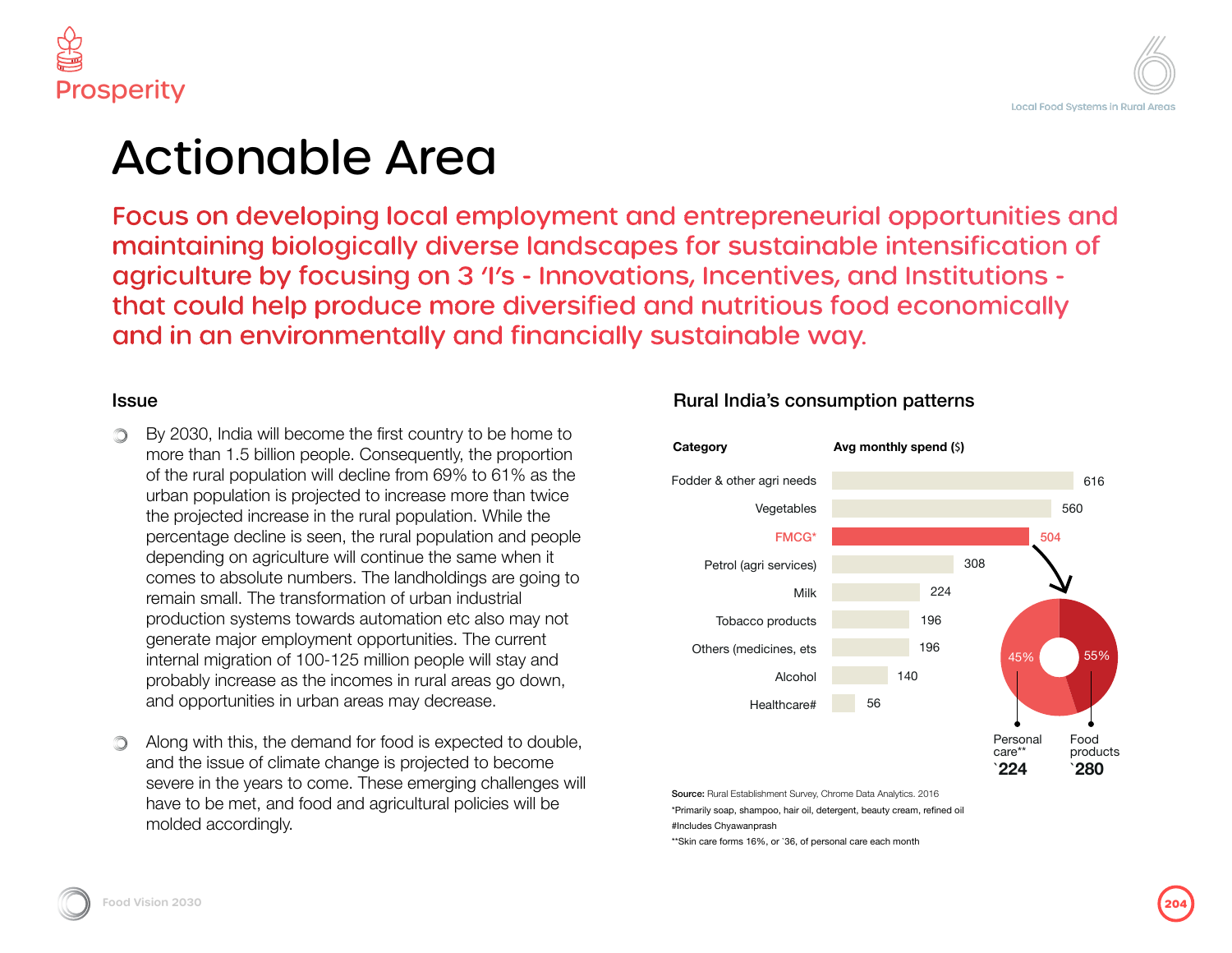# Actionable Area

## Focus on developing local employment and entrepreneurial opportunities and maintaining biologically diverse landscapes for sustainable intensification of agriculture by focusing on 3 'I's - Innovations, Incentives, and Institutions - that could help produce more diversified and nutritious food economically and in an environmentally and financially sustainable way.

### Issue

- By 2030, India will become the first country to be home to more than 1.5 billion people. Consequently, the proportion of the rural population will decline from 69% to 61% as the urban population is projected to increase more than twice the projected increase in the rural population. While the percentage decline is seen, the rural population and people depending on agriculture will continue the same when it comes to absolute numbers. The landholdings are going to remain small. The transformation of urban industrial production systems towards automation etc also may not generate major employment opportunities. The current internal migration of 100-125 million people will stay and probably increase as the incomes in rural areas go down, and opportunities in urban areas may decrease.

- Along with this, the demand for food is expected to double, and the issue of climate change is projected to become severe in the years to come. These emerging challenges will have to be met, and food and agricultural policies will be molded accordingly.

### Rural India's consumption patterns

| Category | Avg monthly spend (`) |
|---|---|
| Fodder & other agri needs | 616 |
| Vegetables | 560 |
| FMCG* | 504 |
| Petrol (agri services) | 308 |
| Milk | 224 |
| Tobacco products | 196 |
| Others (medicines, ets | 196 |
| Alcohol | 140 |
| Healthcare# | 56 |

FMCG breakdown: Personal care** 45% (`224); Food products 55% (`280)

**Source:** Rural Establishment Survey, Chrome Data Analytics. 2016

*Primarily soap, shampoo, hair oil, detergent, beauty cream, refined oil

#Includes Chyawanprash

**Skin care forms 16%, or `36, of personal care each month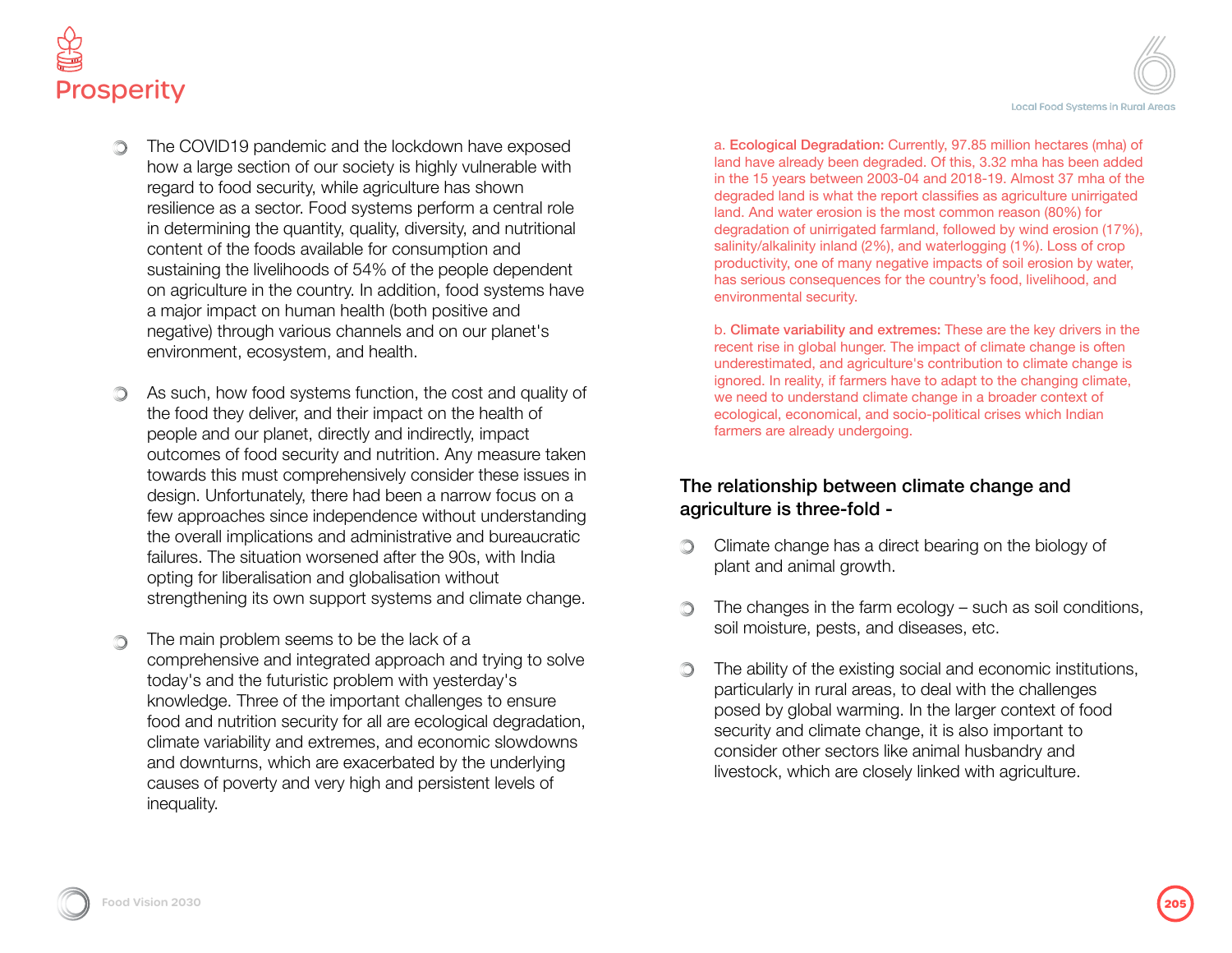- The COVID19 pandemic and the lockdown have exposed how a large section of our society is highly vulnerable with regard to food security, while agriculture has shown resilience as a sector. Food systems perform a central role in determining the quantity, quality, diversity, and nutritional content of the foods available for consumption and sustaining the livelihoods of 54% of the people dependent on agriculture in the country. In addition, food systems have a major impact on human health (both positive and negative) through various channels and on our planet's environment, ecosystem, and health.

- As such, how food systems function, the cost and quality of the food they deliver, and their impact on the health of people and our planet, directly and indirectly, impact outcomes of food security and nutrition. Any measure taken towards this must comprehensively consider these issues in design. Unfortunately, there had been a narrow focus on a few approaches since independence without understanding the overall implications and administrative and bureaucratic failures. The situation worsened after the 90s, with India opting for liberalisation and globalisation without strengthening its own support systems and climate change.

- The main problem seems to be the lack of a comprehensive and integrated approach and trying to solve today's and the futuristic problem with yesterday's knowledge. Three of the important challenges to ensure food and nutrition security for all are ecological degradation, climate variability and extremes, and economic slowdowns and downturns, which are exacerbated by the underlying causes of poverty and very high and persistent levels of inequality.

a. **Ecological Degradation:** Currently, 97.85 million hectares (mha) of land have already been degraded. Of this, 3.32 mha has been added in the 15 years between 2003-04 and 2018-19. Almost 37 mha of the degraded land is what the report classifies as agriculture unirrigated land. And water erosion is the most common reason (80%) for degradation of unirrigated farmland, followed by wind erosion (17%), salinity/alkalinity inland (2%), and waterlogging (1%). Loss of crop productivity, one of many negative impacts of soil erosion by water, has serious consequences for the country's food, livelihood, and environmental security.

b. **Climate variability and extremes:** These are the key drivers in the recent rise in global hunger. The impact of climate change is often underestimated, and agriculture's contribution to climate change is ignored. In reality, if farmers have to adapt to the changing climate, we need to understand climate change in a broader context of ecological, economical, and socio-political crises which Indian farmers are already undergoing.

### The relationship between climate change and agriculture is three-fold -

- Climate change has a direct bearing on the biology of plant and animal growth.

- The changes in the farm ecology – such as soil conditions, soil moisture, pests, and diseases, etc.

- The ability of the existing social and economic institutions, particularly in rural areas, to deal with the challenges posed by global warming. In the larger context of food security and climate change, it is also important to consider other sectors like animal husbandry and livestock, which are closely linked with agriculture.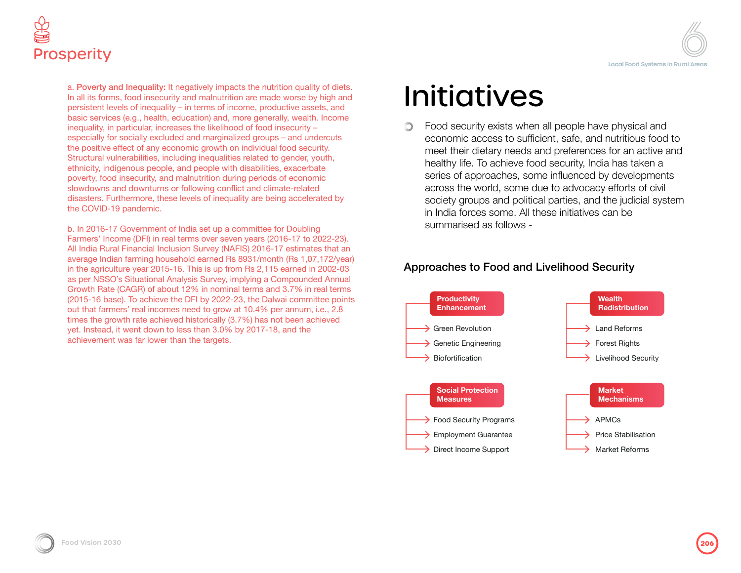a. **Poverty and Inequality:** It negatively impacts the nutrition quality of diets. In all its forms, food insecurity and malnutrition are made worse by high and persistent levels of inequality – in terms of income, productive assets, and basic services (e.g., health, education) and, more generally, wealth. Income inequality, in particular, increases the likelihood of food insecurity – especially for socially excluded and marginalized groups – and undercuts the positive effect of any economic growth on individual food security. Structural vulnerabilities, including inequalities related to gender, youth, ethnicity, indigenous people, and people with disabilities, exacerbate poverty, food insecurity, and malnutrition during periods of economic slowdowns and downturns or following conflict and climate-related disasters. Furthermore, these levels of inequality are being accelerated by the COVID-19 pandemic.

b. In 2016-17 Government of India set up a committee for Doubling Farmers' Income (DFI) in real terms over seven years (2016-17 to 2022-23). All India Rural Financial Inclusion Survey (NAFIS) 2016-17 estimates that an average Indian farming household earned Rs 8931/month (Rs 1,07,172/year) in the agriculture year 2015-16. This is up from Rs 2,115 earned in 2002-03 as per NSSO's Situational Analysis Survey, implying a Compounded Annual Growth Rate (CAGR) of about 12% in nominal terms and 3.7% in real terms (2015-16 base). To achieve the DFI by 2022-23, the Dalwai committee points out that farmers' real incomes need to grow at 10.4% per annum, i.e., 2.8 times the growth rate achieved historically (3.7%) has not been achieved yet. Instead, it went down to less than 3.0% by 2017-18, and the achievement was far lower than the targets.

# Initiatives

- Food security exists when all people have physical and economic access to sufficient, safe, and nutritious food to meet their dietary needs and preferences for an active and healthy life. To achieve food security, India has taken a series of approaches, some influenced by developments across the world, some due to advocacy efforts of civil society groups and political parties, and the judicial system in India forces some. All these initiatives can be summarised as follows -

### Approaches to Food and Livelihood Security

**Productivity Enhancement**
- Green Revolution
- Genetic Engineering
- Biofortification

**Wealth Redistribution**
- Land Reforms
- Forest Rights
- Livelihood Security

**Social Protection Measures**
- Food Security Programs
- Employment Guarantee
- Direct Income Support

**Market Mechanisms**
- APMCs
- Price Stabilisation
- Market Reforms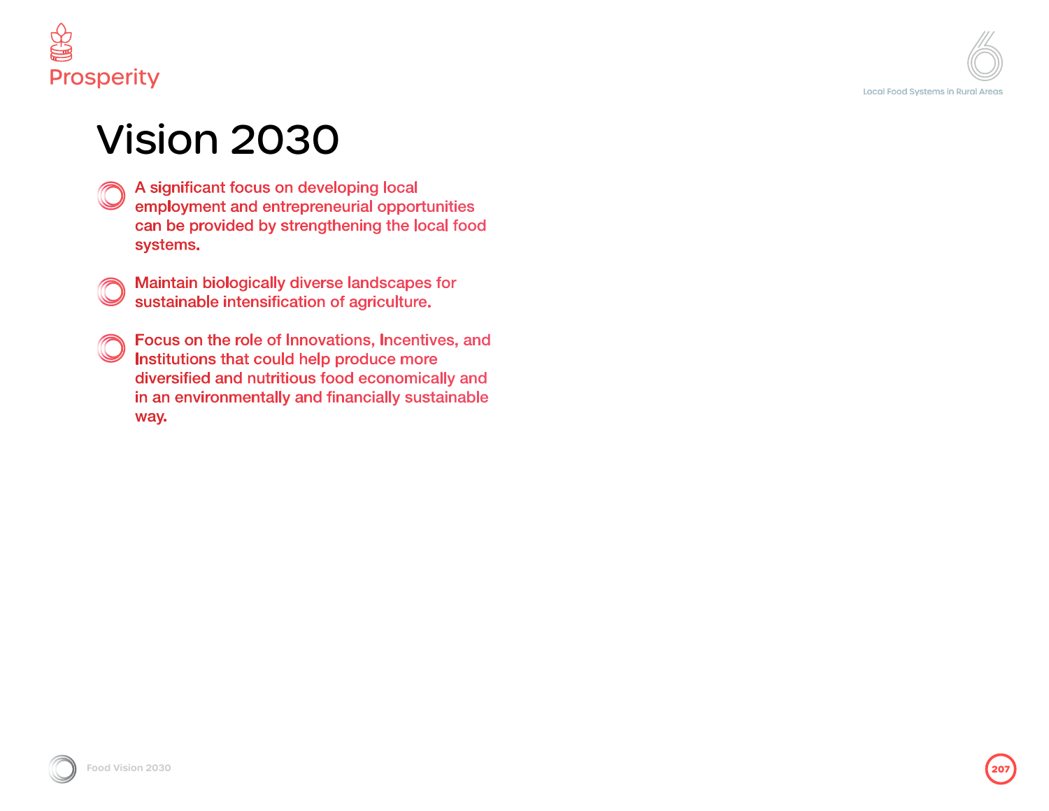# Vision 2030

- A significant focus on developing local employment and entrepreneurial opportunities can be provided by strengthening the local food systems.

- Maintain biologically diverse landscapes for sustainable intensification of agriculture.

- Focus on the role of Innovations, Incentives, and Institutions that could help produce more diversified and nutritious food economically and in an environmentally and financially sustainable way.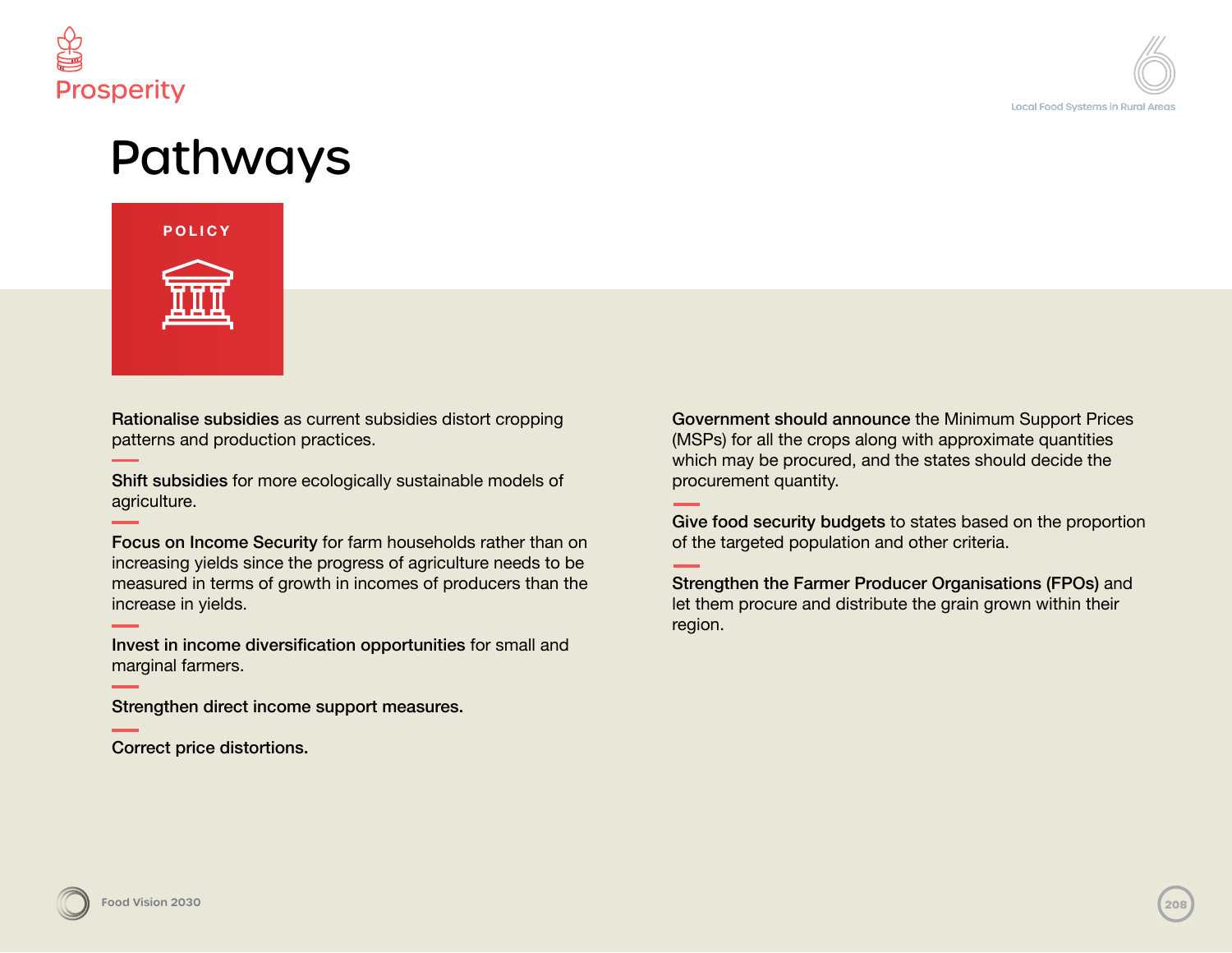# Pathways

## POLICY

**Rationalise subsidies** as current subsidies distort cropping patterns and production practices.

**Shift subsidies** for more ecologically sustainable models of agriculture.

**Focus on Income Security** for farm households rather than on increasing yields since the progress of agriculture needs to be measured in terms of growth in incomes of producers than the increase in yields.

**Invest in income diversification opportunities** for small and marginal farmers.

**Strengthen direct income support measures.**

**Correct price distortions.**

**Government should announce** the Minimum Support Prices (MSPs) for all the crops along with approximate quantities which may be procured, and the states should decide the procurement quantity.

**Give food security budgets** to states based on the proportion of the targeted population and other criteria.

**Strengthen the Farmer Producer Organisations (FPOs)** and let them procure and distribute the grain grown within their region.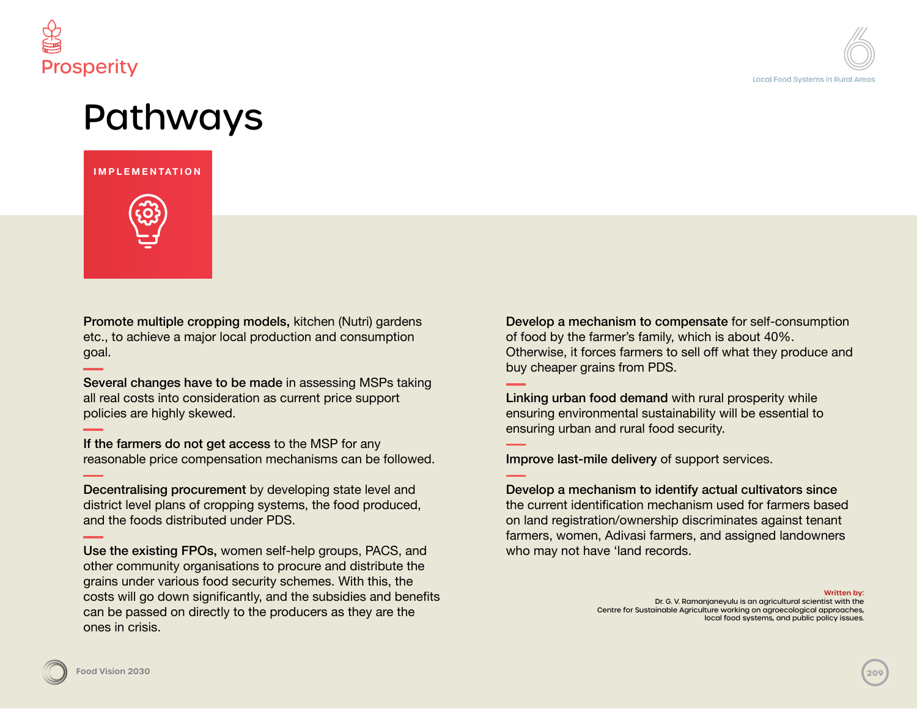# Pathways

## IMPLEMENTATION

**Promote multiple cropping models,** kitchen (Nutri) gardens etc., to achieve a major local production and consumption goal.

**Several changes have to be made** in assessing MSPs taking all real costs into consideration as current price support policies are highly skewed.

**If the farmers do not get access** to the MSP for any reasonable price compensation mechanisms can be followed.

**Decentralising procurement** by developing state level and district level plans of cropping systems, the food produced, and the foods distributed under PDS.

**Use the existing FPOs,** women self-help groups, PACS, and other community organisations to procure and distribute the grains under various food security schemes. With this, the costs will go down significantly, and the subsidies and benefits can be passed on directly to the producers as they are the ones in crisis.

**Develop a mechanism to compensate** for self-consumption of food by the farmer's family, which is about 40%. Otherwise, it forces farmers to sell off what they produce and buy cheaper grains from PDS.

**Linking urban food demand** with rural prosperity while ensuring environmental sustainability will be essential to ensuring urban and rural food security.

**Improve last-mile delivery** of support services.

**Develop a mechanism to identify actual cultivators since** the current identification mechanism used for farmers based on land registration/ownership discriminates against tenant farmers, women, Adivasi farmers, and assigned landowners who may not have 'land records.

**Written by:**
Dr. G. V. Ramanjaneyulu is an agricultural scientist with the Centre for Sustainable Agriculture working on agroecological approaches, local food systems, and public policy issues.